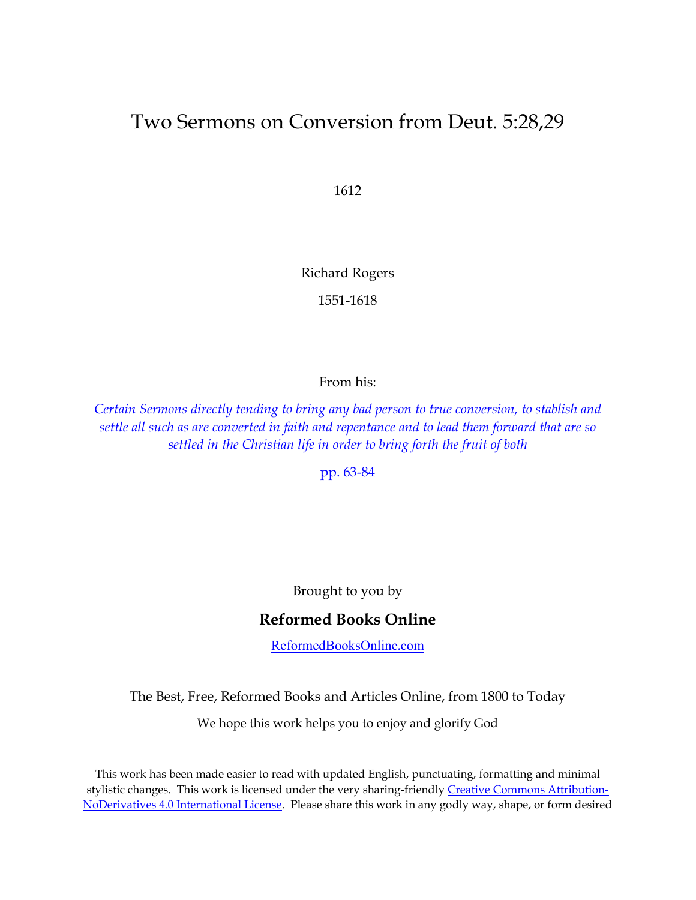# Two Sermons on Conversion from Deut. 5:28,29

1612

Richard Rogers

1551-1618

From his:

*Certain Sermons directly tending to bring any bad person to true conversion, to stablish and settle all such as are converted in faith and repentance and to lead them forward that are so settled in the Christian life in order to bring forth the fruit of both*

pp. 63-84

Brought to you by

**Reformed Books Online**

ReformedBooksOnline.com

The Best, Free, Reformed Books and Articles Online, from 1800 to Today

We hope this work helps you to enjoy and glorify God

This work has been made easier to read with updated English, punctuating, formatting and minimal stylistic changes. This work is licensed under the very sharing-friendly Creative Commons Attribution-NoDerivatives 4.0 International License. Please share this work in any godly way, shape, or form desired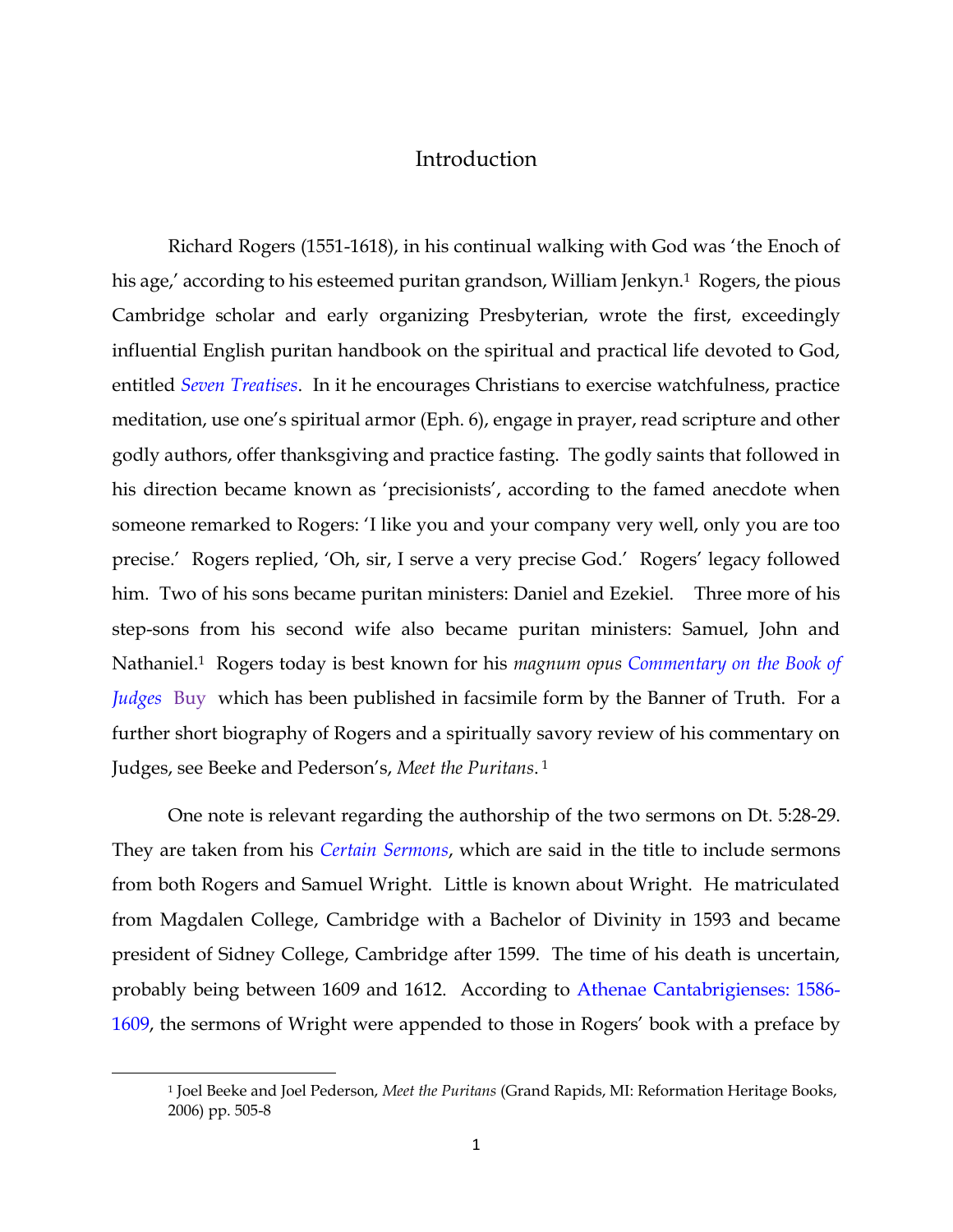# Introduction

Richard Rogers (1551-1618), in his continual walking with God was 'the Enoch of his age,' according to his esteemed puritan grandson, William Jenkyn.[1] Rogers, the pious Cambridge scholar and early organizing Presbyterian, wrote the first, exceedingly influential English puritan handbook on the spiritual and practical life devoted to God, entitled *Seven Treatises*. In it he encourages Christians to exercise watchfulness, practice meditation, use one's spiritual armor (Eph. 6), engage in prayer, read scripture and other godly authors, offer thanksgiving and practice fasting. The godly saints that followed in his direction became known as 'precisionists', according to the famed anecdote when someone remarked to Rogers: 'I like you and your company very well, only you are too precise.' Rogers replied, 'Oh, sir, I serve a very precise God.' Rogers' legacy followed him. Two of his sons became puritan ministers: Daniel and Ezekiel. Three more of his step-sons from his second wife also became puritan ministers: Samuel, John and Nathaniel.[1] Rogers today is best known for his *magnum opus* *Commentary on the Book of Judges* Buy which has been published in facsimile form by the Banner of Truth. For a further short biography of Rogers and a spiritually savory review of his commentary on Judges, see Beeke and Pederson's, *Meet the Puritans*.[1]

One note is relevant regarding the authorship of the two sermons on Dt. 5:28-29. They are taken from his *Certain Sermons*, which are said in the title to include sermons from both Rogers and Samuel Wright. Little is known about Wright. He matriculated from Magdalen College, Cambridge with a Bachelor of Divinity in 1593 and became president of Sidney College, Cambridge after 1599. The time of his death is uncertain, probably being between 1609 and 1612. According to Athenae Cantabrigienses: 1586-1609, the sermons of Wright were appended to those in Rogers' book with a preface by

---

[1] Joel Beeke and Joel Pederson, *Meet the Puritans* (Grand Rapids, MI: Reformation Heritage Books, 2006) pp. 505-8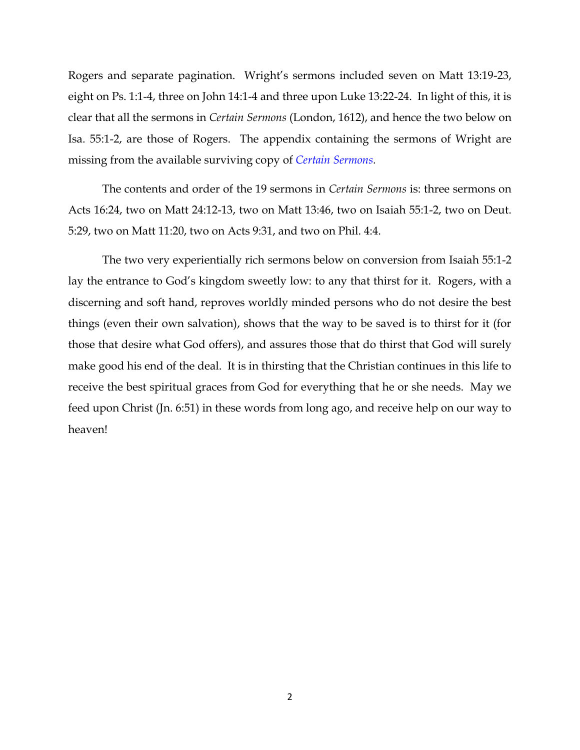Rogers and separate pagination. Wright's sermons included seven on Matt 13:19-23, eight on Ps. 1:1-4, three on John 14:1-4 and three upon Luke 13:22-24. In light of this, it is clear that all the sermons in *Certain Sermons* (London, 1612), and hence the two below on Isa. 55:1-2, are those of Rogers. The appendix containing the sermons of Wright are missing from the available surviving copy of *Certain Sermons.*

The contents and order of the 19 sermons in *Certain Sermons* is: three sermons on Acts 16:24, two on Matt 24:12-13, two on Matt 13:46, two on Isaiah 55:1-2, two on Deut. 5:29, two on Matt 11:20, two on Acts 9:31, and two on Phil. 4:4.

The two very experientially rich sermons below on conversion from Isaiah 55:1-2 lay the entrance to God's kingdom sweetly low: to any that thirst for it. Rogers, with a discerning and soft hand, reproves worldly minded persons who do not desire the best things (even their own salvation), shows that the way to be saved is to thirst for it (for those that desire what God offers), and assures those that do thirst that God will surely make good his end of the deal. It is in thirsting that the Christian continues in this life to receive the best spiritual graces from God for everything that he or she needs. May we feed upon Christ (Jn. 6:51) in these words from long ago, and receive help on our way to heaven!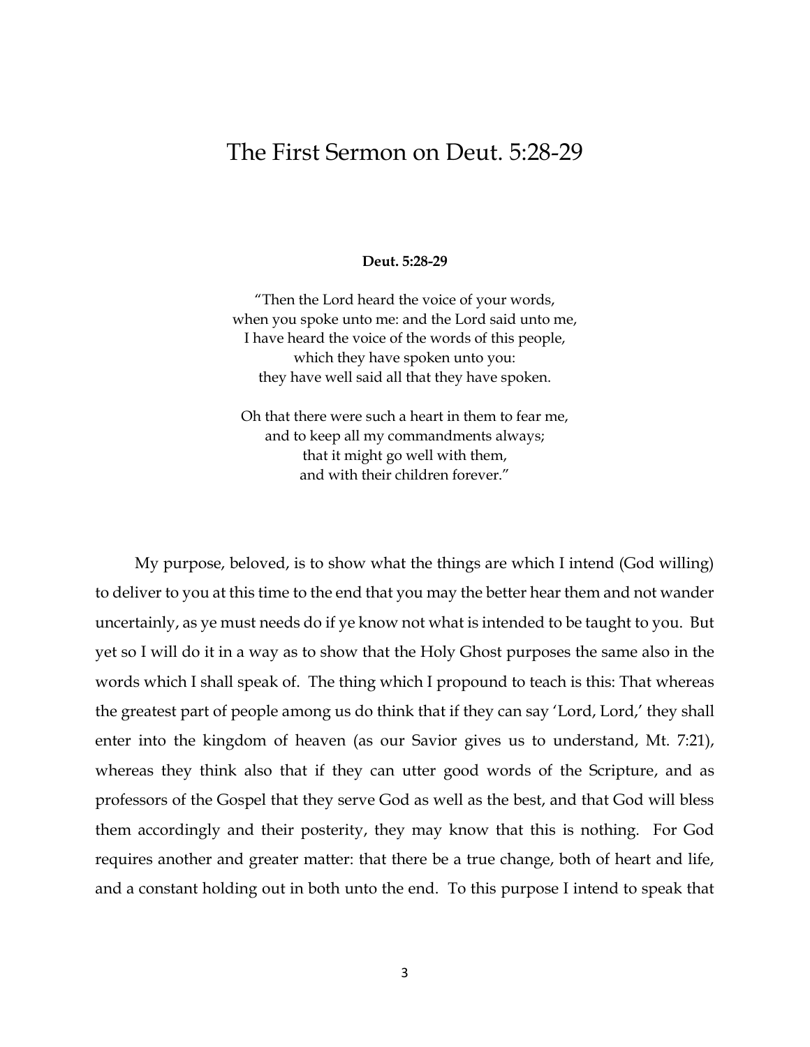# The First Sermon on Deut. 5:28-29

**Deut. 5:28-29**

"Then the Lord heard the voice of your words,
when you spoke unto me: and the Lord said unto me,
I have heard the voice of the words of this people,
which they have spoken unto you:
they have well said all that they have spoken.

Oh that there were such a heart in them to fear me,
and to keep all my commandments always;
that it might go well with them,
and with their children forever."

My purpose, beloved, is to show what the things are which I intend (God willing) to deliver to you at this time to the end that you may the better hear them and not wander uncertainly, as ye must needs do if ye know not what is intended to be taught to you. But yet so I will do it in a way as to show that the Holy Ghost purposes the same also in the words which I shall speak of. The thing which I propound to teach is this: That whereas the greatest part of people among us do think that if they can say 'Lord, Lord,' they shall enter into the kingdom of heaven (as our Savior gives us to understand, Mt. 7:21), whereas they think also that if they can utter good words of the Scripture, and as professors of the Gospel that they serve God as well as the best, and that God will bless them accordingly and their posterity, they may know that this is nothing. For God requires another and greater matter: that there be a true change, both of heart and life, and a constant holding out in both unto the end. To this purpose I intend to speak that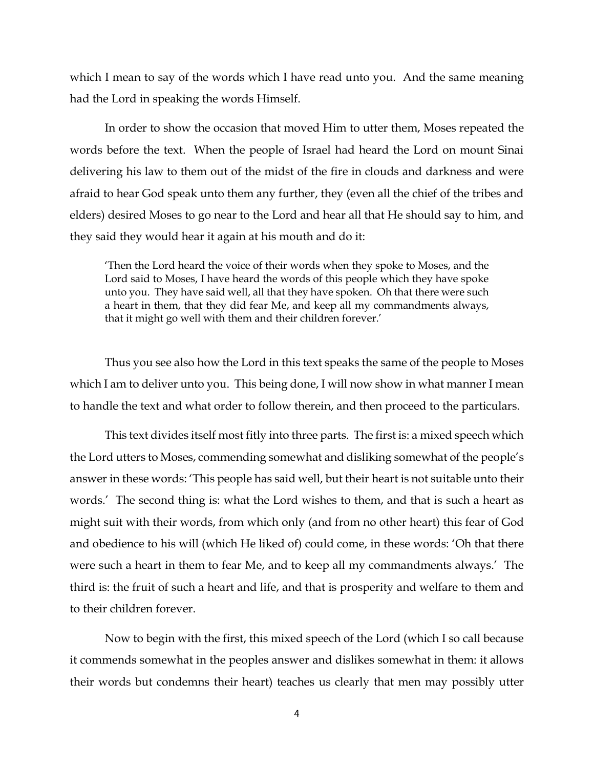which I mean to say of the words which I have read unto you. And the same meaning had the Lord in speaking the words Himself.

In order to show the occasion that moved Him to utter them, Moses repeated the words before the text. When the people of Israel had heard the Lord on mount Sinai delivering his law to them out of the midst of the fire in clouds and darkness and were afraid to hear God speak unto them any further, they (even all the chief of the tribes and elders) desired Moses to go near to the Lord and hear all that He should say to him, and they said they would hear it again at his mouth and do it:

> 'Then the Lord heard the voice of their words when they spoke to Moses, and the Lord said to Moses, I have heard the words of this people which they have spoke unto you. They have said well, all that they have spoken. Oh that there were such a heart in them, that they did fear Me, and keep all my commandments always, that it might go well with them and their children forever.'

Thus you see also how the Lord in this text speaks the same of the people to Moses which I am to deliver unto you. This being done, I will now show in what manner I mean to handle the text and what order to follow therein, and then proceed to the particulars.

This text divides itself most fitly into three parts. The first is: a mixed speech which the Lord utters to Moses, commending somewhat and disliking somewhat of the people's answer in these words: 'This people has said well, but their heart is not suitable unto their words.' The second thing is: what the Lord wishes to them, and that is such a heart as might suit with their words, from which only (and from no other heart) this fear of God and obedience to his will (which He liked of) could come, in these words: 'Oh that there were such a heart in them to fear Me, and to keep all my commandments always.' The third is: the fruit of such a heart and life, and that is prosperity and welfare to them and to their children forever.

Now to begin with the first, this mixed speech of the Lord (which I so call because it commends somewhat in the peoples answer and dislikes somewhat in them: it allows their words but condemns their heart) teaches us clearly that men may possibly utter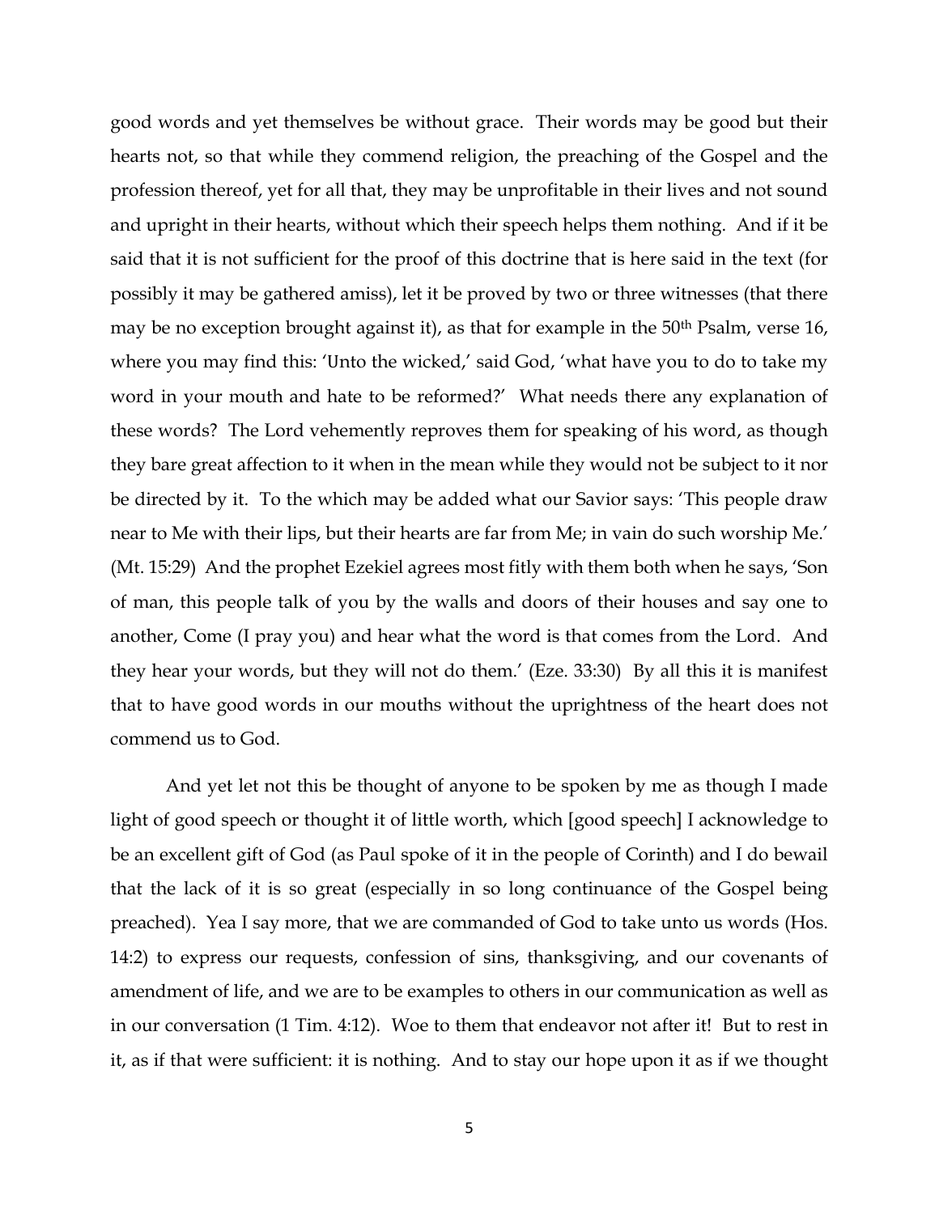good words and yet themselves be without grace. Their words may be good but their hearts not, so that while they commend religion, the preaching of the Gospel and the profession thereof, yet for all that, they may be unprofitable in their lives and not sound and upright in their hearts, without which their speech helps them nothing. And if it be said that it is not sufficient for the proof of this doctrine that is here said in the text (for possibly it may be gathered amiss), let it be proved by two or three witnesses (that there may be no exception brought against it), as that for example in the 50th Psalm, verse 16, where you may find this: 'Unto the wicked,' said God, 'what have you to do to take my word in your mouth and hate to be reformed?' What needs there any explanation of these words? The Lord vehemently reproves them for speaking of his word, as though they bare great affection to it when in the mean while they would not be subject to it nor be directed by it. To the which may be added what our Savior says: 'This people draw near to Me with their lips, but their hearts are far from Me; in vain do such worship Me.' (Mt. 15:29) And the prophet Ezekiel agrees most fitly with them both when he says, 'Son of man, this people talk of you by the walls and doors of their houses and say one to another, Come (I pray you) and hear what the word is that comes from the Lord. And they hear your words, but they will not do them.' (Eze. 33:30) By all this it is manifest that to have good words in our mouths without the uprightness of the heart does not commend us to God.

And yet let not this be thought of anyone to be spoken by me as though I made light of good speech or thought it of little worth, which [good speech] I acknowledge to be an excellent gift of God (as Paul spoke of it in the people of Corinth) and I do bewail that the lack of it is so great (especially in so long continuance of the Gospel being preached). Yea I say more, that we are commanded of God to take unto us words (Hos. 14:2) to express our requests, confession of sins, thanksgiving, and our covenants of amendment of life, and we are to be examples to others in our communication as well as in our conversation (1 Tim. 4:12). Woe to them that endeavor not after it! But to rest in it, as if that were sufficient: it is nothing. And to stay our hope upon it as if we thought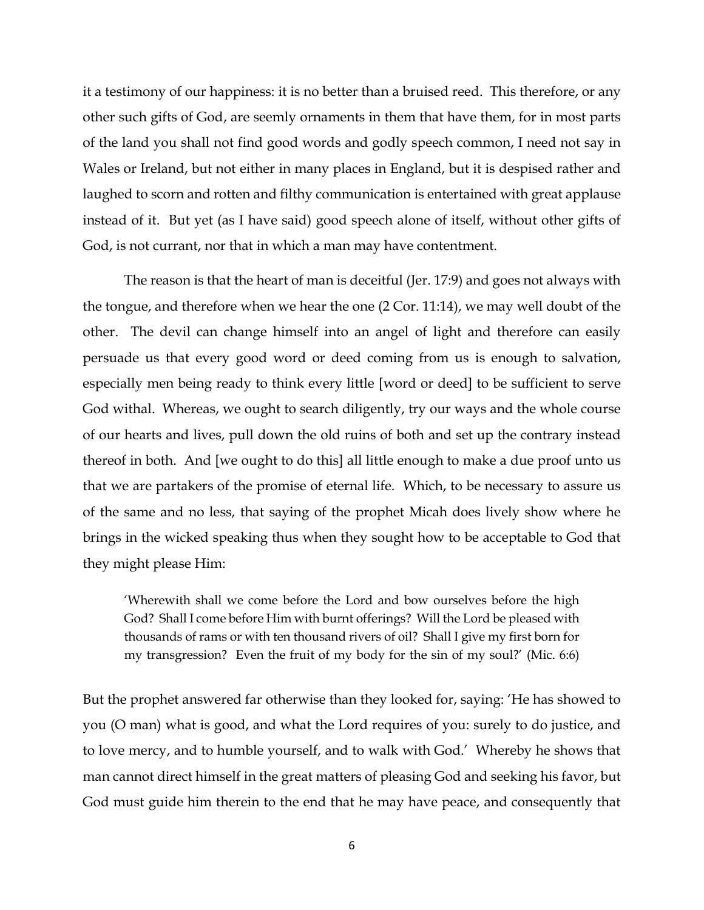it a testimony of our happiness: it is no better than a bruised reed. This therefore, or any other such gifts of God, are seemly ornaments in them that have them, for in most parts of the land you shall not find good words and godly speech common, I need not say in Wales or Ireland, but not either in many places in England, but it is despised rather and laughed to scorn and rotten and filthy communication is entertained with great applause instead of it. But yet (as I have said) good speech alone of itself, without other gifts of God, is not currant, nor that in which a man may have contentment.

The reason is that the heart of man is deceitful (Jer. 17:9) and goes not always with the tongue, and therefore when we hear the one (2 Cor. 11:14), we may well doubt of the other. The devil can change himself into an angel of light and therefore can easily persuade us that every good word or deed coming from us is enough to salvation, especially men being ready to think every little [word or deed] to be sufficient to serve God withal. Whereas, we ought to search diligently, try our ways and the whole course of our hearts and lives, pull down the old ruins of both and set up the contrary instead thereof in both. And [we ought to do this] all little enough to make a due proof unto us that we are partakers of the promise of eternal life. Which, to be necessary to assure us of the same and no less, that saying of the prophet Micah does lively show where he brings in the wicked speaking thus when they sought how to be acceptable to God that they might please Him:

> 'Wherewith shall we come before the Lord and bow ourselves before the high God? Shall I come before Him with burnt offerings? Will the Lord be pleased with thousands of rams or with ten thousand rivers of oil? Shall I give my first born for my transgression? Even the fruit of my body for the sin of my soul?' (Mic. 6:6)

But the prophet answered far otherwise than they looked for, saying: 'He has showed to you (O man) what is good, and what the Lord requires of you: surely to do justice, and to love mercy, and to humble yourself, and to walk with God.' Whereby he shows that man cannot direct himself in the great matters of pleasing God and seeking his favor, but God must guide him therein to the end that he may have peace, and consequently that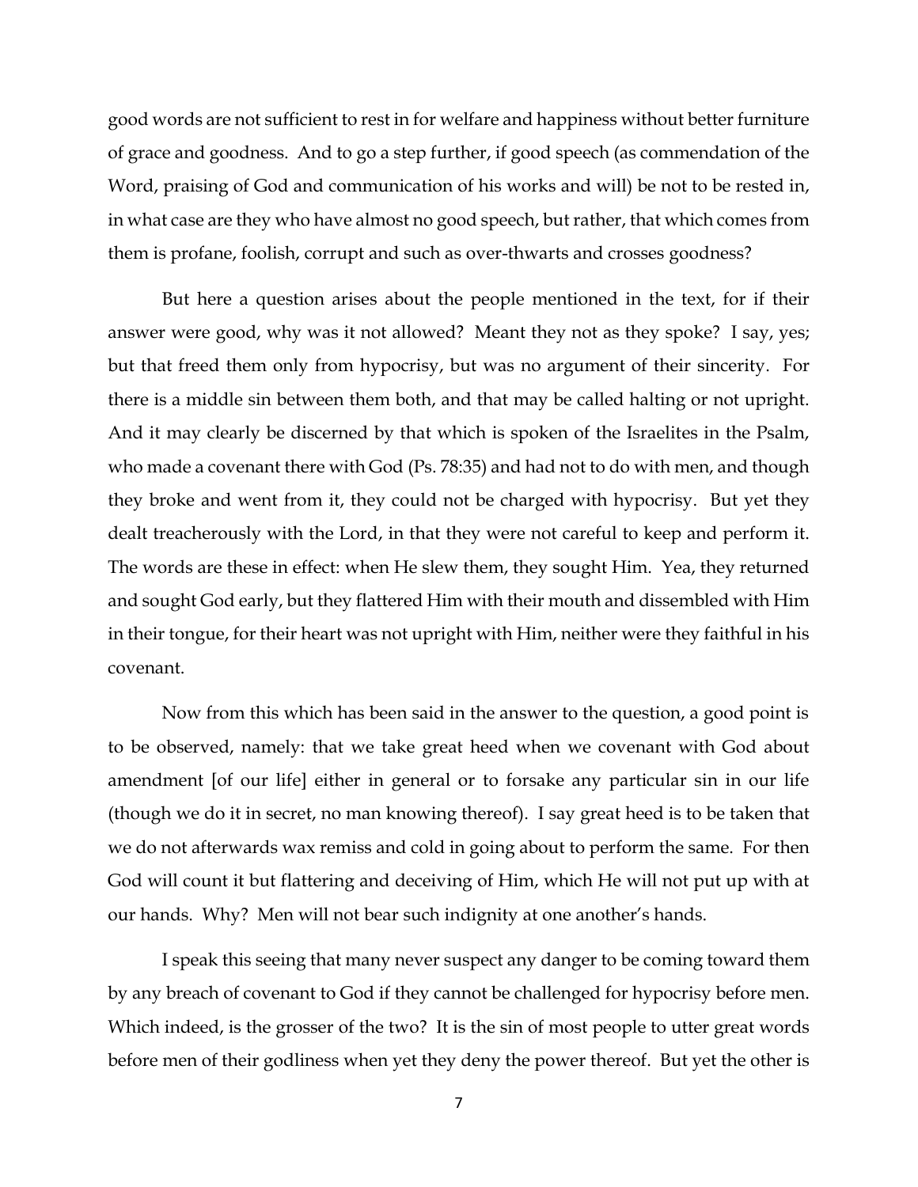good words are not sufficient to rest in for welfare and happiness without better furniture of grace and goodness. And to go a step further, if good speech (as commendation of the Word, praising of God and communication of his works and will) be not to be rested in, in what case are they who have almost no good speech, but rather, that which comes from them is profane, foolish, corrupt and such as over-thwarts and crosses goodness?

But here a question arises about the people mentioned in the text, for if their answer were good, why was it not allowed? Meant they not as they spoke? I say, yes; but that freed them only from hypocrisy, but was no argument of their sincerity. For there is a middle sin between them both, and that may be called halting or not upright. And it may clearly be discerned by that which is spoken of the Israelites in the Psalm, who made a covenant there with God (Ps. 78:35) and had not to do with men, and though they broke and went from it, they could not be charged with hypocrisy. But yet they dealt treacherously with the Lord, in that they were not careful to keep and perform it. The words are these in effect: when He slew them, they sought Him. Yea, they returned and sought God early, but they flattered Him with their mouth and dissembled with Him in their tongue, for their heart was not upright with Him, neither were they faithful in his covenant.

Now from this which has been said in the answer to the question, a good point is to be observed, namely: that we take great heed when we covenant with God about amendment [of our life] either in general or to forsake any particular sin in our life (though we do it in secret, no man knowing thereof). I say great heed is to be taken that we do not afterwards wax remiss and cold in going about to perform the same. For then God will count it but flattering and deceiving of Him, which He will not put up with at our hands. Why? Men will not bear such indignity at one another's hands.

I speak this seeing that many never suspect any danger to be coming toward them by any breach of covenant to God if they cannot be challenged for hypocrisy before men. Which indeed, is the grosser of the two? It is the sin of most people to utter great words before men of their godliness when yet they deny the power thereof. But yet the other is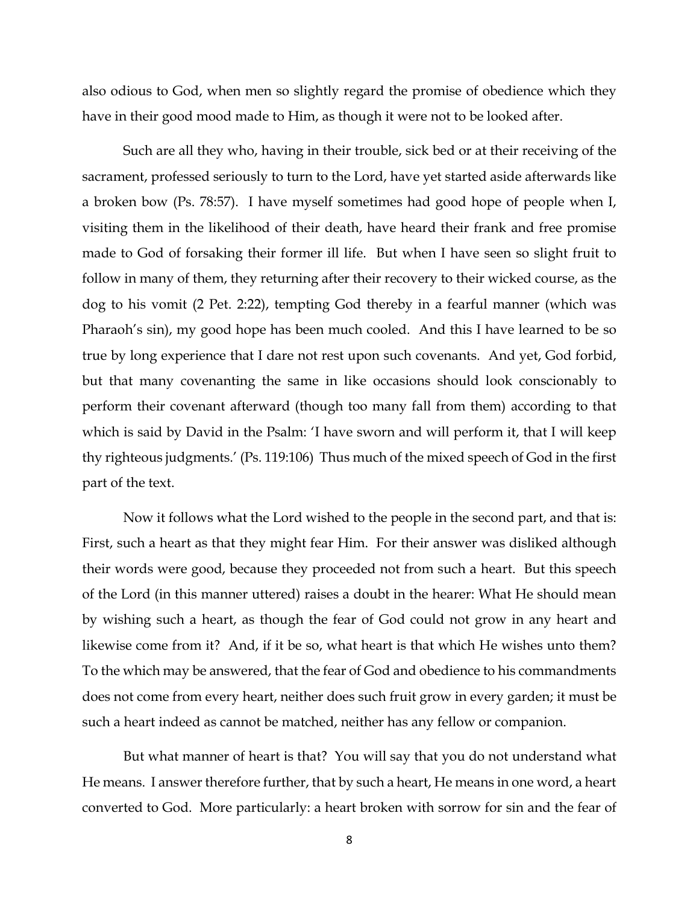also odious to God, when men so slightly regard the promise of obedience which they have in their good mood made to Him, as though it were not to be looked after.

Such are all they who, having in their trouble, sick bed or at their receiving of the sacrament, professed seriously to turn to the Lord, have yet started aside afterwards like a broken bow (Ps. 78:57). I have myself sometimes had good hope of people when I, visiting them in the likelihood of their death, have heard their frank and free promise made to God of forsaking their former ill life. But when I have seen so slight fruit to follow in many of them, they returning after their recovery to their wicked course, as the dog to his vomit (2 Pet. 2:22), tempting God thereby in a fearful manner (which was Pharaoh's sin), my good hope has been much cooled. And this I have learned to be so true by long experience that I dare not rest upon such covenants. And yet, God forbid, but that many covenanting the same in like occasions should look conscionably to perform their covenant afterward (though too many fall from them) according to that which is said by David in the Psalm: 'I have sworn and will perform it, that I will keep thy righteous judgments.' (Ps. 119:106) Thus much of the mixed speech of God in the first part of the text.

Now it follows what the Lord wished to the people in the second part, and that is: First, such a heart as that they might fear Him. For their answer was disliked although their words were good, because they proceeded not from such a heart. But this speech of the Lord (in this manner uttered) raises a doubt in the hearer: What He should mean by wishing such a heart, as though the fear of God could not grow in any heart and likewise come from it? And, if it be so, what heart is that which He wishes unto them? To the which may be answered, that the fear of God and obedience to his commandments does not come from every heart, neither does such fruit grow in every garden; it must be such a heart indeed as cannot be matched, neither has any fellow or companion.

But what manner of heart is that? You will say that you do not understand what He means. I answer therefore further, that by such a heart, He means in one word, a heart converted to God. More particularly: a heart broken with sorrow for sin and the fear of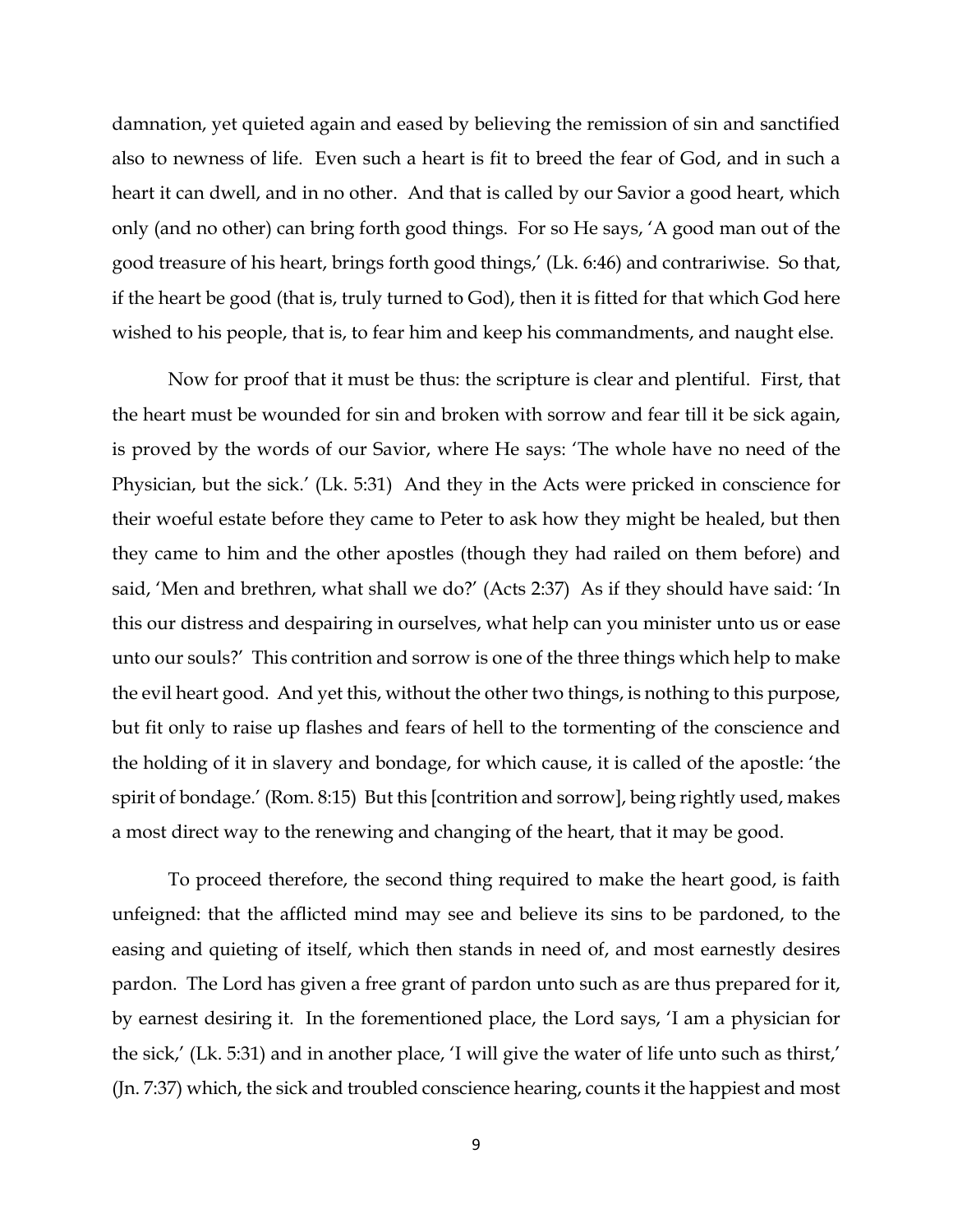damnation, yet quieted again and eased by believing the remission of sin and sanctified also to newness of life. Even such a heart is fit to breed the fear of God, and in such a heart it can dwell, and in no other. And that is called by our Savior a good heart, which only (and no other) can bring forth good things. For so He says, 'A good man out of the good treasure of his heart, brings forth good things,' (Lk. 6:46) and contrariwise. So that, if the heart be good (that is, truly turned to God), then it is fitted for that which God here wished to his people, that is, to fear him and keep his commandments, and naught else.

Now for proof that it must be thus: the scripture is clear and plentiful. First, that the heart must be wounded for sin and broken with sorrow and fear till it be sick again, is proved by the words of our Savior, where He says: 'The whole have no need of the Physician, but the sick.' (Lk. 5:31) And they in the Acts were pricked in conscience for their woeful estate before they came to Peter to ask how they might be healed, but then they came to him and the other apostles (though they had railed on them before) and said, 'Men and brethren, what shall we do?' (Acts 2:37) As if they should have said: 'In this our distress and despairing in ourselves, what help can you minister unto us or ease unto our souls?' This contrition and sorrow is one of the three things which help to make the evil heart good. And yet this, without the other two things, is nothing to this purpose, but fit only to raise up flashes and fears of hell to the tormenting of the conscience and the holding of it in slavery and bondage, for which cause, it is called of the apostle: 'the spirit of bondage.' (Rom. 8:15) But this [contrition and sorrow], being rightly used, makes a most direct way to the renewing and changing of the heart, that it may be good.

To proceed therefore, the second thing required to make the heart good, is faith unfeigned: that the afflicted mind may see and believe its sins to be pardoned, to the easing and quieting of itself, which then stands in need of, and most earnestly desires pardon. The Lord has given a free grant of pardon unto such as are thus prepared for it, by earnest desiring it. In the forementioned place, the Lord says, 'I am a physician for the sick,' (Lk. 5:31) and in another place, 'I will give the water of life unto such as thirst,' (Jn. 7:37) which, the sick and troubled conscience hearing, counts it the happiest and most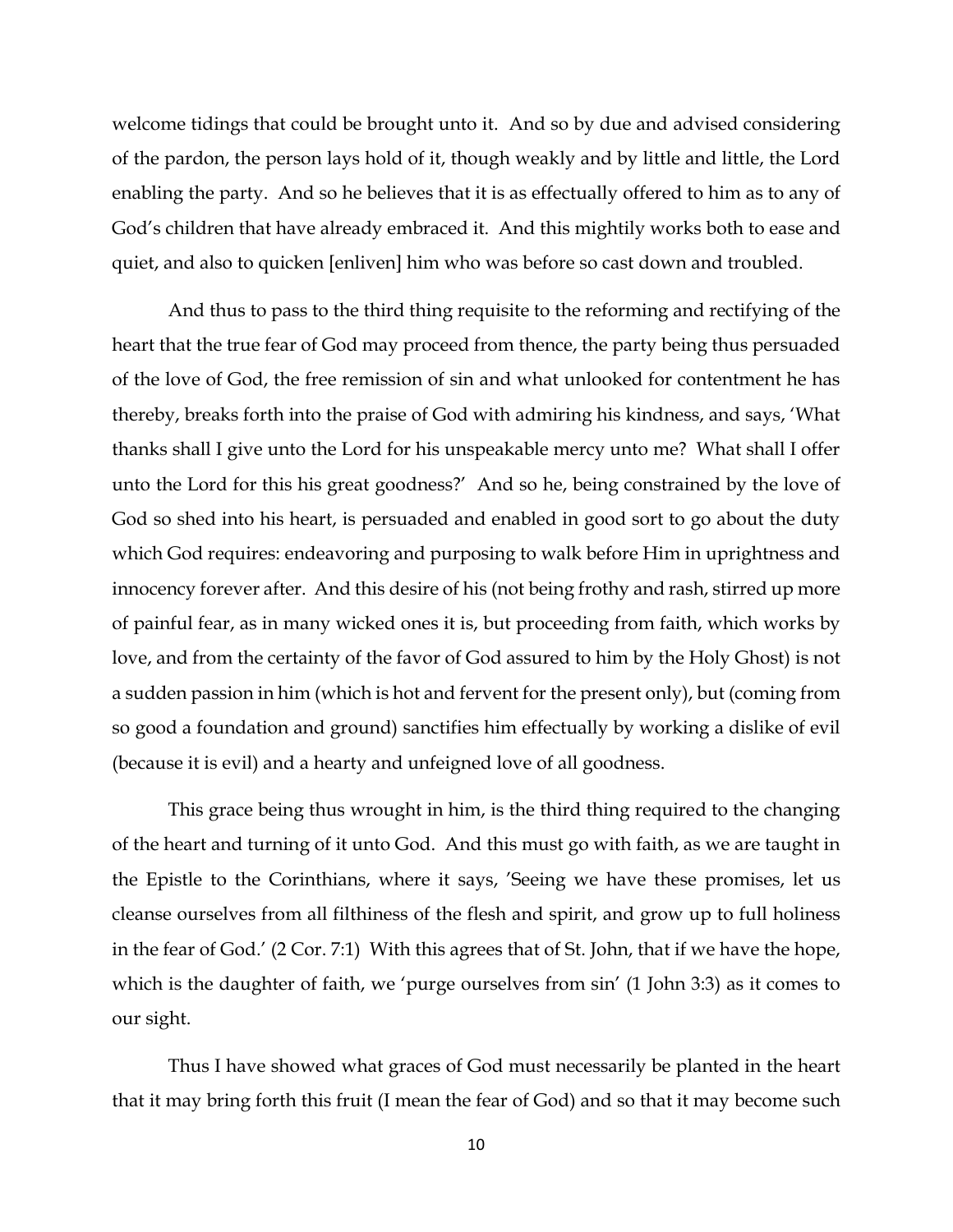welcome tidings that could be brought unto it. And so by due and advised considering of the pardon, the person lays hold of it, though weakly and by little and little, the Lord enabling the party. And so he believes that it is as effectually offered to him as to any of God's children that have already embraced it. And this mightily works both to ease and quiet, and also to quicken [enliven] him who was before so cast down and troubled.

And thus to pass to the third thing requisite to the reforming and rectifying of the heart that the true fear of God may proceed from thence, the party being thus persuaded of the love of God, the free remission of sin and what unlooked for contentment he has thereby, breaks forth into the praise of God with admiring his kindness, and says, 'What thanks shall I give unto the Lord for his unspeakable mercy unto me? What shall I offer unto the Lord for this his great goodness?' And so he, being constrained by the love of God so shed into his heart, is persuaded and enabled in good sort to go about the duty which God requires: endeavoring and purposing to walk before Him in uprightness and innocency forever after. And this desire of his (not being frothy and rash, stirred up more of painful fear, as in many wicked ones it is, but proceeding from faith, which works by love, and from the certainty of the favor of God assured to him by the Holy Ghost) is not a sudden passion in him (which is hot and fervent for the present only), but (coming from so good a foundation and ground) sanctifies him effectually by working a dislike of evil (because it is evil) and a hearty and unfeigned love of all goodness.

This grace being thus wrought in him, is the third thing required to the changing of the heart and turning of it unto God. And this must go with faith, as we are taught in the Epistle to the Corinthians, where it says, 'Seeing we have these promises, let us cleanse ourselves from all filthiness of the flesh and spirit, and grow up to full holiness in the fear of God.' (2 Cor. 7:1) With this agrees that of St. John, that if we have the hope, which is the daughter of faith, we 'purge ourselves from sin' (1 John 3:3) as it comes to our sight.

Thus I have showed what graces of God must necessarily be planted in the heart that it may bring forth this fruit (I mean the fear of God) and so that it may become such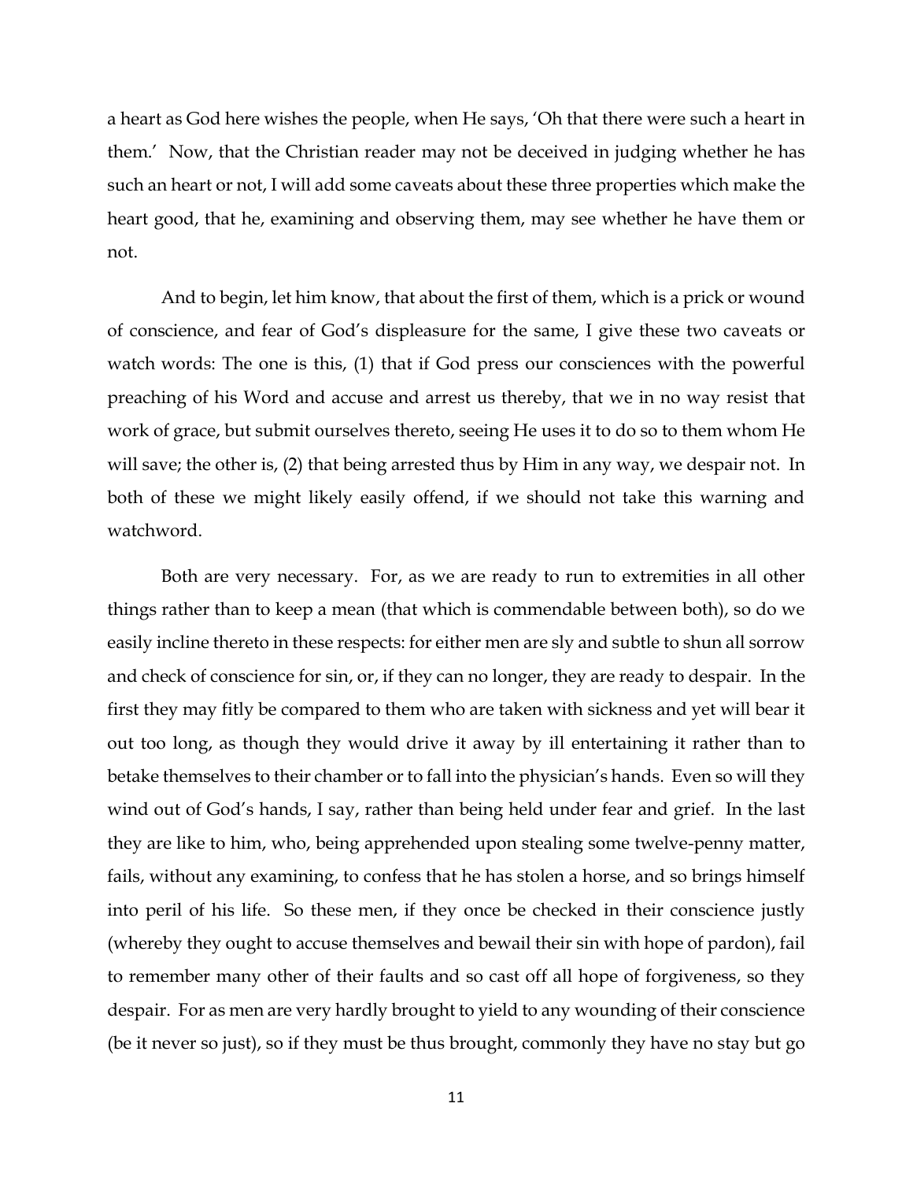a heart as God here wishes the people, when He says, 'Oh that there were such a heart in them.' Now, that the Christian reader may not be deceived in judging whether he has such an heart or not, I will add some caveats about these three properties which make the heart good, that he, examining and observing them, may see whether he have them or not.

And to begin, let him know, that about the first of them, which is a prick or wound of conscience, and fear of God's displeasure for the same, I give these two caveats or watch words: The one is this, (1) that if God press our consciences with the powerful preaching of his Word and accuse and arrest us thereby, that we in no way resist that work of grace, but submit ourselves thereto, seeing He uses it to do so to them whom He will save; the other is, (2) that being arrested thus by Him in any way, we despair not. In both of these we might likely easily offend, if we should not take this warning and watchword.

Both are very necessary. For, as we are ready to run to extremities in all other things rather than to keep a mean (that which is commendable between both), so do we easily incline thereto in these respects: for either men are sly and subtle to shun all sorrow and check of conscience for sin, or, if they can no longer, they are ready to despair. In the first they may fitly be compared to them who are taken with sickness and yet will bear it out too long, as though they would drive it away by ill entertaining it rather than to betake themselves to their chamber or to fall into the physician's hands. Even so will they wind out of God's hands, I say, rather than being held under fear and grief. In the last they are like to him, who, being apprehended upon stealing some twelve-penny matter, fails, without any examining, to confess that he has stolen a horse, and so brings himself into peril of his life. So these men, if they once be checked in their conscience justly (whereby they ought to accuse themselves and bewail their sin with hope of pardon), fail to remember many other of their faults and so cast off all hope of forgiveness, so they despair. For as men are very hardly brought to yield to any wounding of their conscience (be it never so just), so if they must be thus brought, commonly they have no stay but go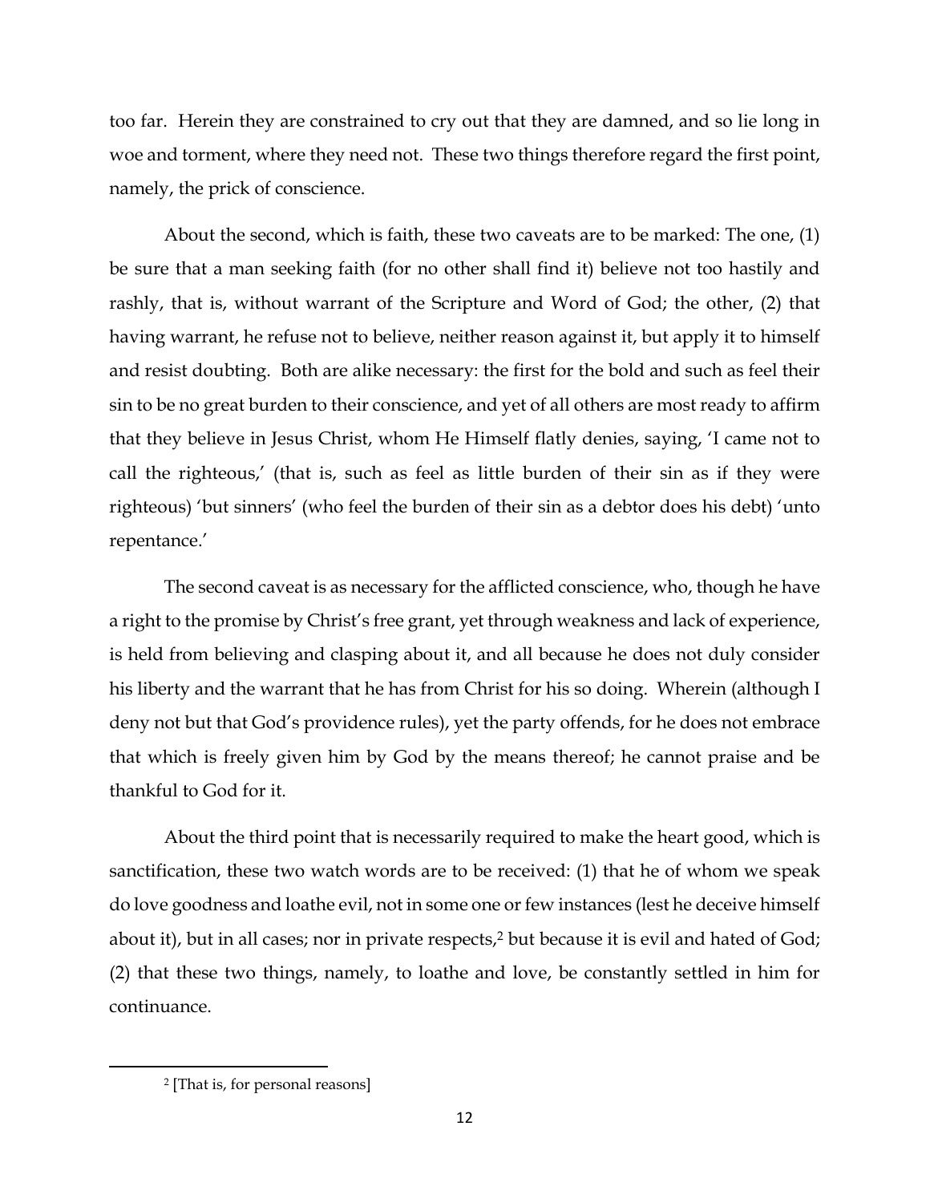too far. Herein they are constrained to cry out that they are damned, and so lie long in woe and torment, where they need not. These two things therefore regard the first point, namely, the prick of conscience.

About the second, which is faith, these two caveats are to be marked: The one, (1) be sure that a man seeking faith (for no other shall find it) believe not too hastily and rashly, that is, without warrant of the Scripture and Word of God; the other, (2) that having warrant, he refuse not to believe, neither reason against it, but apply it to himself and resist doubting. Both are alike necessary: the first for the bold and such as feel their sin to be no great burden to their conscience, and yet of all others are most ready to affirm that they believe in Jesus Christ, whom He Himself flatly denies, saying, 'I came not to call the righteous,' (that is, such as feel as little burden of their sin as if they were righteous) 'but sinners' (who feel the burden of their sin as a debtor does his debt) 'unto repentance.'

The second caveat is as necessary for the afflicted conscience, who, though he have a right to the promise by Christ's free grant, yet through weakness and lack of experience, is held from believing and clasping about it, and all because he does not duly consider his liberty and the warrant that he has from Christ for his so doing. Wherein (although I deny not but that God's providence rules), yet the party offends, for he does not embrace that which is freely given him by God by the means thereof; he cannot praise and be thankful to God for it.

About the third point that is necessarily required to make the heart good, which is sanctification, these two watch words are to be received: (1) that he of whom we speak do love goodness and loathe evil, not in some one or few instances (lest he deceive himself about it), but in all cases; nor in private respects,[2] but because it is evil and hated of God; (2) that these two things, namely, to loathe and love, be constantly settled in him for continuance.

---

[2] [That is, for personal reasons]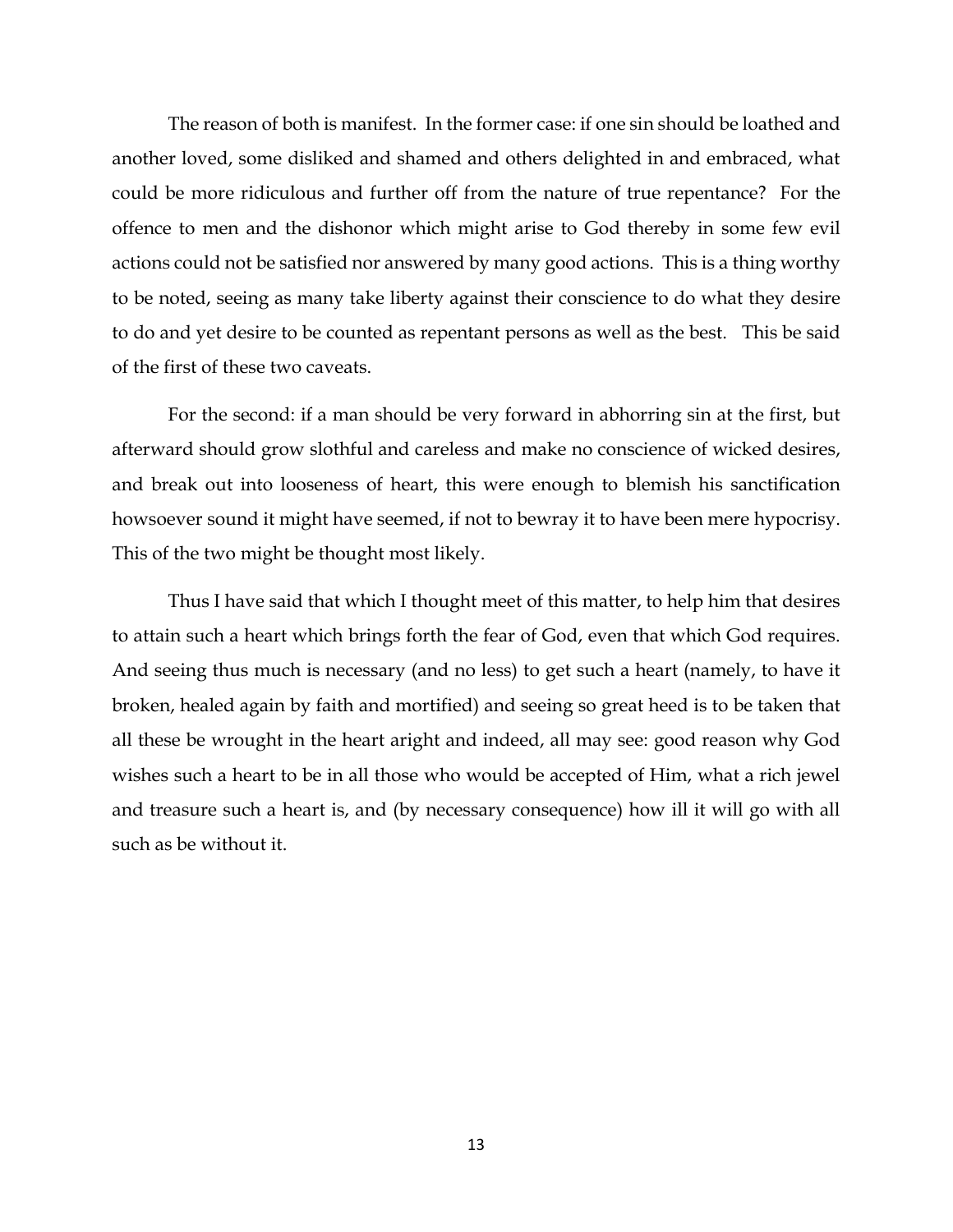The reason of both is manifest. In the former case: if one sin should be loathed and another loved, some disliked and shamed and others delighted in and embraced, what could be more ridiculous and further off from the nature of true repentance? For the offence to men and the dishonor which might arise to God thereby in some few evil actions could not be satisfied nor answered by many good actions. This is a thing worthy to be noted, seeing as many take liberty against their conscience to do what they desire to do and yet desire to be counted as repentant persons as well as the best. This be said of the first of these two caveats.

For the second: if a man should be very forward in abhorring sin at the first, but afterward should grow slothful and careless and make no conscience of wicked desires, and break out into looseness of heart, this were enough to blemish his sanctification howsoever sound it might have seemed, if not to bewray it to have been mere hypocrisy. This of the two might be thought most likely.

Thus I have said that which I thought meet of this matter, to help him that desires to attain such a heart which brings forth the fear of God, even that which God requires. And seeing thus much is necessary (and no less) to get such a heart (namely, to have it broken, healed again by faith and mortified) and seeing so great heed is to be taken that all these be wrought in the heart aright and indeed, all may see: good reason why God wishes such a heart to be in all those who would be accepted of Him, what a rich jewel and treasure such a heart is, and (by necessary consequence) how ill it will go with all such as be without it.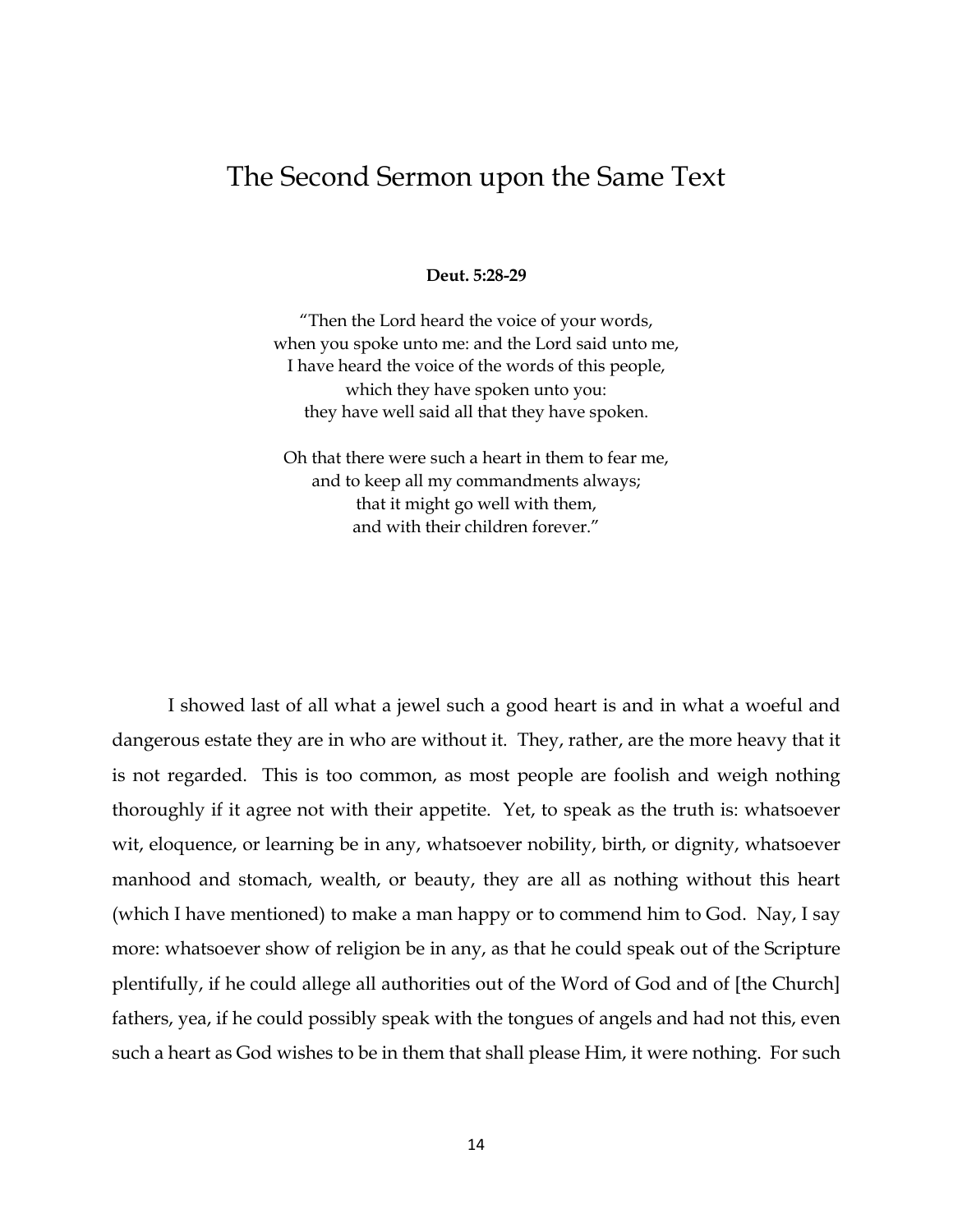# The Second Sermon upon the Same Text

**Deut. 5:28-29**

"Then the Lord heard the voice of your words,
when you spoke unto me: and the Lord said unto me,
I have heard the voice of the words of this people,
which they have spoken unto you:
they have well said all that they have spoken.

Oh that there were such a heart in them to fear me,
and to keep all my commandments always;
that it might go well with them,
and with their children forever."

I showed last of all what a jewel such a good heart is and in what a woeful and dangerous estate they are in who are without it. They, rather, are the more heavy that it is not regarded. This is too common, as most people are foolish and weigh nothing thoroughly if it agree not with their appetite. Yet, to speak as the truth is: whatsoever wit, eloquence, or learning be in any, whatsoever nobility, birth, or dignity, whatsoever manhood and stomach, wealth, or beauty, they are all as nothing without this heart (which I have mentioned) to make a man happy or to commend him to God. Nay, I say more: whatsoever show of religion be in any, as that he could speak out of the Scripture plentifully, if he could allege all authorities out of the Word of God and of [the Church] fathers, yea, if he could possibly speak with the tongues of angels and had not this, even such a heart as God wishes to be in them that shall please Him, it were nothing. For such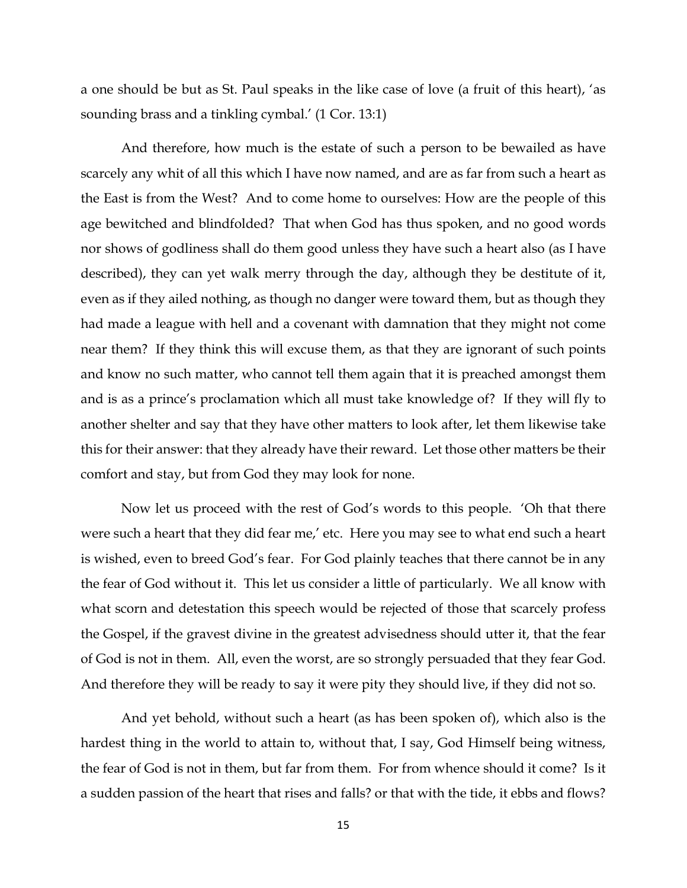a one should be but as St. Paul speaks in the like case of love (a fruit of this heart), 'as sounding brass and a tinkling cymbal.' (1 Cor. 13:1)

And therefore, how much is the estate of such a person to be bewailed as have scarcely any whit of all this which I have now named, and are as far from such a heart as the East is from the West? And to come home to ourselves: How are the people of this age bewitched and blindfolded? That when God has thus spoken, and no good words nor shows of godliness shall do them good unless they have such a heart also (as I have described), they can yet walk merry through the day, although they be destitute of it, even as if they ailed nothing, as though no danger were toward them, but as though they had made a league with hell and a covenant with damnation that they might not come near them? If they think this will excuse them, as that they are ignorant of such points and know no such matter, who cannot tell them again that it is preached amongst them and is as a prince's proclamation which all must take knowledge of? If they will fly to another shelter and say that they have other matters to look after, let them likewise take this for their answer: that they already have their reward. Let those other matters be their comfort and stay, but from God they may look for none.

Now let us proceed with the rest of God's words to this people. 'Oh that there were such a heart that they did fear me,' etc. Here you may see to what end such a heart is wished, even to breed God's fear. For God plainly teaches that there cannot be in any the fear of God without it. This let us consider a little of particularly. We all know with what scorn and detestation this speech would be rejected of those that scarcely profess the Gospel, if the gravest divine in the greatest advisedness should utter it, that the fear of God is not in them. All, even the worst, are so strongly persuaded that they fear God. And therefore they will be ready to say it were pity they should live, if they did not so.

And yet behold, without such a heart (as has been spoken of), which also is the hardest thing in the world to attain to, without that, I say, God Himself being witness, the fear of God is not in them, but far from them. For from whence should it come? Is it a sudden passion of the heart that rises and falls? or that with the tide, it ebbs and flows?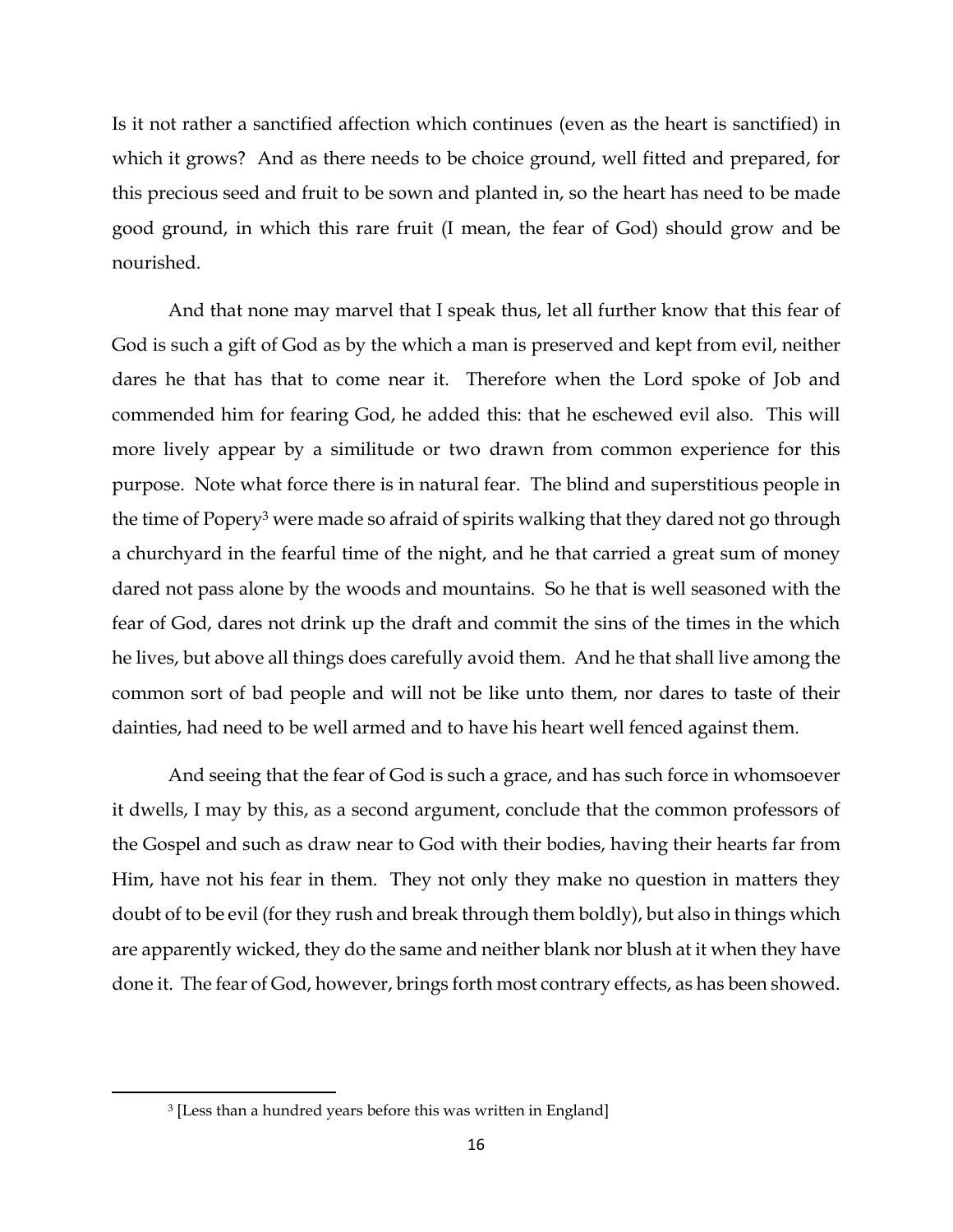Is it not rather a sanctified affection which continues (even as the heart is sanctified) in which it grows? And as there needs to be choice ground, well fitted and prepared, for this precious seed and fruit to be sown and planted in, so the heart has need to be made good ground, in which this rare fruit (I mean, the fear of God) should grow and be nourished.

And that none may marvel that I speak thus, let all further know that this fear of God is such a gift of God as by the which a man is preserved and kept from evil, neither dares he that has that to come near it. Therefore when the Lord spoke of Job and commended him for fearing God, he added this: that he eschewed evil also. This will more lively appear by a similitude or two drawn from common experience for this purpose. Note what force there is in natural fear. The blind and superstitious people in the time of Popery[3] were made so afraid of spirits walking that they dared not go through a churchyard in the fearful time of the night, and he that carried a great sum of money dared not pass alone by the woods and mountains. So he that is well seasoned with the fear of God, dares not drink up the draft and commit the sins of the times in the which he lives, but above all things does carefully avoid them. And he that shall live among the common sort of bad people and will not be like unto them, nor dares to taste of their dainties, had need to be well armed and to have his heart well fenced against them.

And seeing that the fear of God is such a grace, and has such force in whomsoever it dwells, I may by this, as a second argument, conclude that the common professors of the Gospel and such as draw near to God with their bodies, having their hearts far from Him, have not his fear in them. They not only they make no question in matters they doubt of to be evil (for they rush and break through them boldly), but also in things which are apparently wicked, they do the same and neither blank nor blush at it when they have done it. The fear of God, however, brings forth most contrary effects, as has been showed.

---

[3] [Less than a hundred years before this was written in England]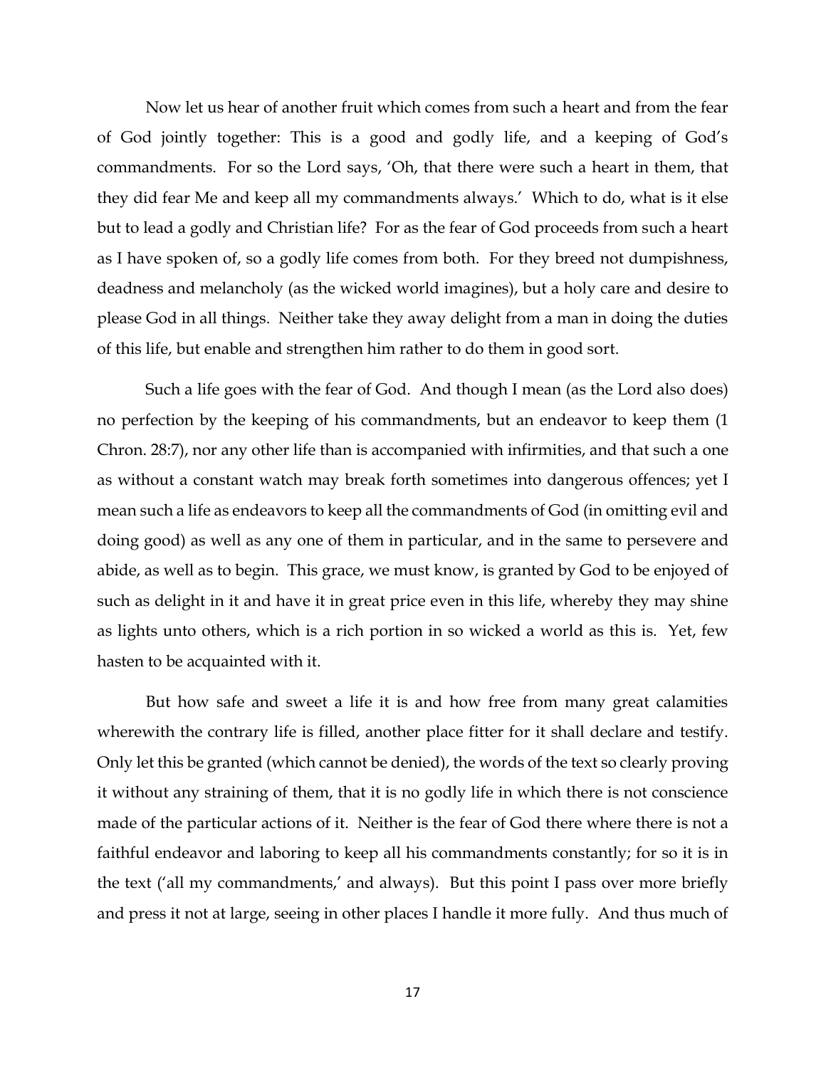Now let us hear of another fruit which comes from such a heart and from the fear of God jointly together: This is a good and godly life, and a keeping of God's commandments. For so the Lord says, 'Oh, that there were such a heart in them, that they did fear Me and keep all my commandments always.' Which to do, what is it else but to lead a godly and Christian life? For as the fear of God proceeds from such a heart as I have spoken of, so a godly life comes from both. For they breed not dumpishness, deadness and melancholy (as the wicked world imagines), but a holy care and desire to please God in all things. Neither take they away delight from a man in doing the duties of this life, but enable and strengthen him rather to do them in good sort.

Such a life goes with the fear of God. And though I mean (as the Lord also does) no perfection by the keeping of his commandments, but an endeavor to keep them (1 Chron. 28:7), nor any other life than is accompanied with infirmities, and that such a one as without a constant watch may break forth sometimes into dangerous offences; yet I mean such a life as endeavors to keep all the commandments of God (in omitting evil and doing good) as well as any one of them in particular, and in the same to persevere and abide, as well as to begin. This grace, we must know, is granted by God to be enjoyed of such as delight in it and have it in great price even in this life, whereby they may shine as lights unto others, which is a rich portion in so wicked a world as this is. Yet, few hasten to be acquainted with it.

But how safe and sweet a life it is and how free from many great calamities wherewith the contrary life is filled, another place fitter for it shall declare and testify. Only let this be granted (which cannot be denied), the words of the text so clearly proving it without any straining of them, that it is no godly life in which there is not conscience made of the particular actions of it. Neither is the fear of God there where there is not a faithful endeavor and laboring to keep all his commandments constantly; for so it is in the text ('all my commandments,' and always). But this point I pass over more briefly and press it not at large, seeing in other places I handle it more fully. And thus much of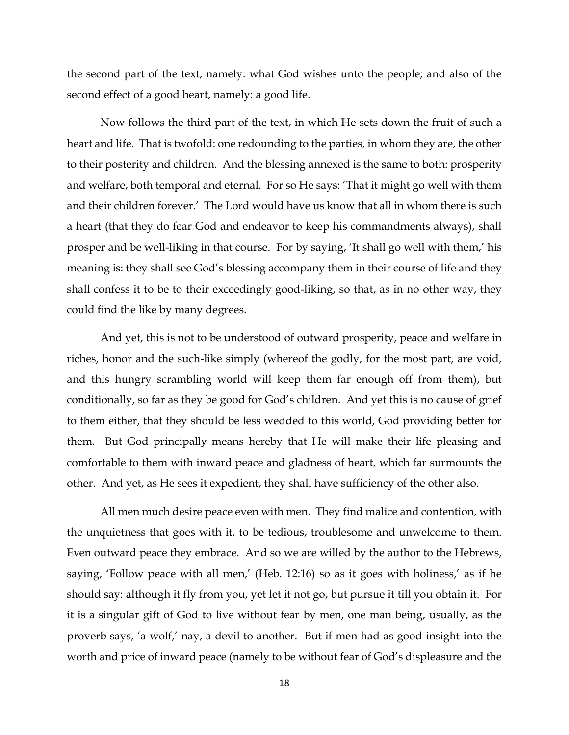the second part of the text, namely: what God wishes unto the people; and also of the second effect of a good heart, namely: a good life.

Now follows the third part of the text, in which He sets down the fruit of such a heart and life. That is twofold: one redounding to the parties, in whom they are, the other to their posterity and children. And the blessing annexed is the same to both: prosperity and welfare, both temporal and eternal. For so He says: 'That it might go well with them and their children forever.' The Lord would have us know that all in whom there is such a heart (that they do fear God and endeavor to keep his commandments always), shall prosper and be well-liking in that course. For by saying, 'It shall go well with them,' his meaning is: they shall see God's blessing accompany them in their course of life and they shall confess it to be to their exceedingly good-liking, so that, as in no other way, they could find the like by many degrees.

And yet, this is not to be understood of outward prosperity, peace and welfare in riches, honor and the such-like simply (whereof the godly, for the most part, are void, and this hungry scrambling world will keep them far enough off from them), but conditionally, so far as they be good for God's children. And yet this is no cause of grief to them either, that they should be less wedded to this world, God providing better for them. But God principally means hereby that He will make their life pleasing and comfortable to them with inward peace and gladness of heart, which far surmounts the other. And yet, as He sees it expedient, they shall have sufficiency of the other also.

All men much desire peace even with men. They find malice and contention, with the unquietness that goes with it, to be tedious, troublesome and unwelcome to them. Even outward peace they embrace. And so we are willed by the author to the Hebrews, saying, 'Follow peace with all men,' (Heb. 12:16) so as it goes with holiness,' as if he should say: although it fly from you, yet let it not go, but pursue it till you obtain it. For it is a singular gift of God to live without fear by men, one man being, usually, as the proverb says, 'a wolf,' nay, a devil to another. But if men had as good insight into the worth and price of inward peace (namely to be without fear of God's displeasure and the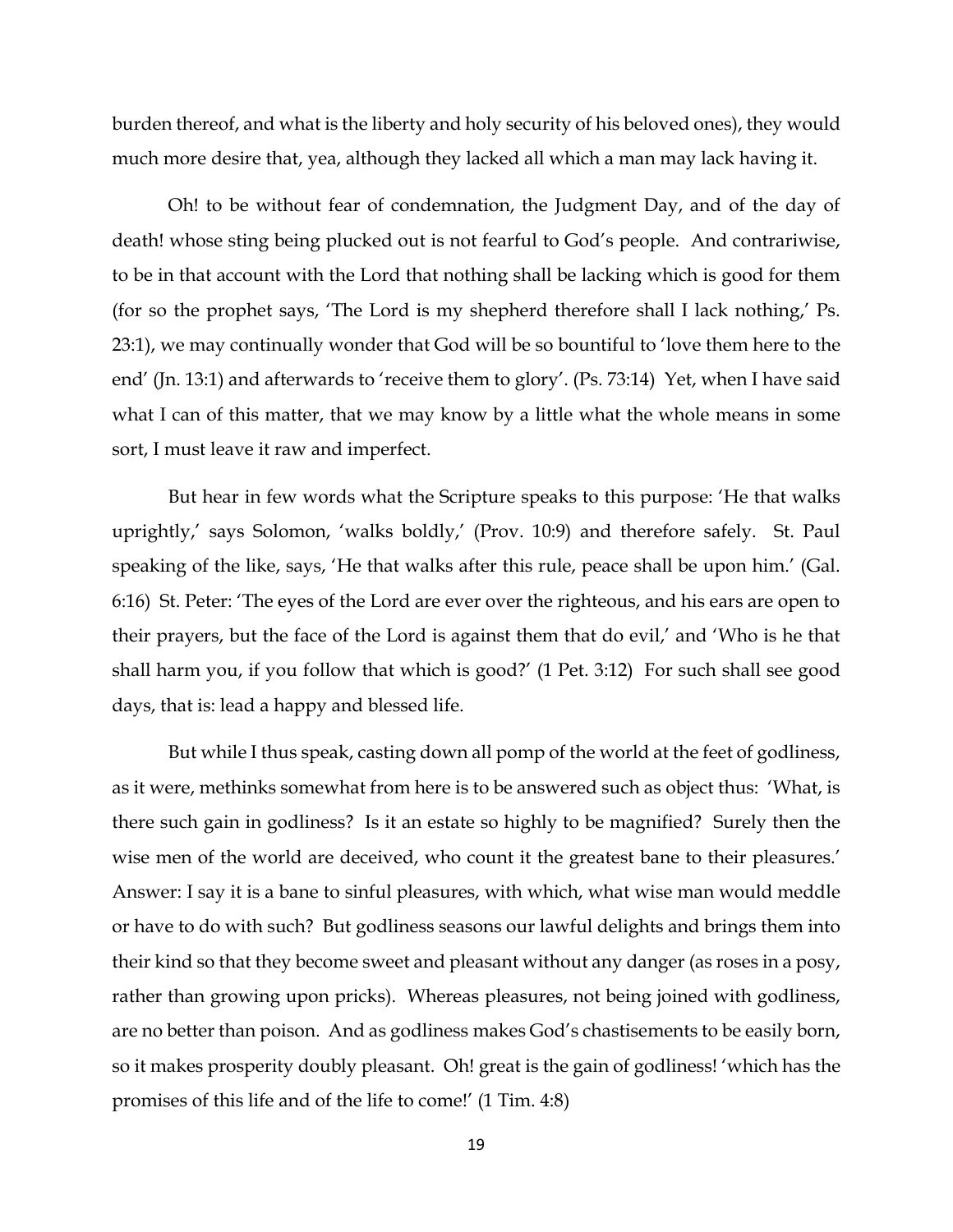burden thereof, and what is the liberty and holy security of his beloved ones), they would much more desire that, yea, although they lacked all which a man may lack having it.

Oh! to be without fear of condemnation, the Judgment Day, and of the day of death! whose sting being plucked out is not fearful to God's people. And contrariwise, to be in that account with the Lord that nothing shall be lacking which is good for them (for so the prophet says, 'The Lord is my shepherd therefore shall I lack nothing,' Ps. 23:1), we may continually wonder that God will be so bountiful to 'love them here to the end' (Jn. 13:1) and afterwards to 'receive them to glory'. (Ps. 73:14) Yet, when I have said what I can of this matter, that we may know by a little what the whole means in some sort, I must leave it raw and imperfect.

But hear in few words what the Scripture speaks to this purpose: 'He that walks uprightly,' says Solomon, 'walks boldly,' (Prov. 10:9) and therefore safely. St. Paul speaking of the like, says, 'He that walks after this rule, peace shall be upon him.' (Gal. 6:16) St. Peter: 'The eyes of the Lord are ever over the righteous, and his ears are open to their prayers, but the face of the Lord is against them that do evil,' and 'Who is he that shall harm you, if you follow that which is good?' (1 Pet. 3:12) For such shall see good days, that is: lead a happy and blessed life.

But while I thus speak, casting down all pomp of the world at the feet of godliness, as it were, methinks somewhat from here is to be answered such as object thus: 'What, is there such gain in godliness? Is it an estate so highly to be magnified? Surely then the wise men of the world are deceived, who count it the greatest bane to their pleasures.' Answer: I say it is a bane to sinful pleasures, with which, what wise man would meddle or have to do with such? But godliness seasons our lawful delights and brings them into their kind so that they become sweet and pleasant without any danger (as roses in a posy, rather than growing upon pricks). Whereas pleasures, not being joined with godliness, are no better than poison. And as godliness makes God's chastisements to be easily born, so it makes prosperity doubly pleasant. Oh! great is the gain of godliness! 'which has the promises of this life and of the life to come!' (1 Tim. 4:8)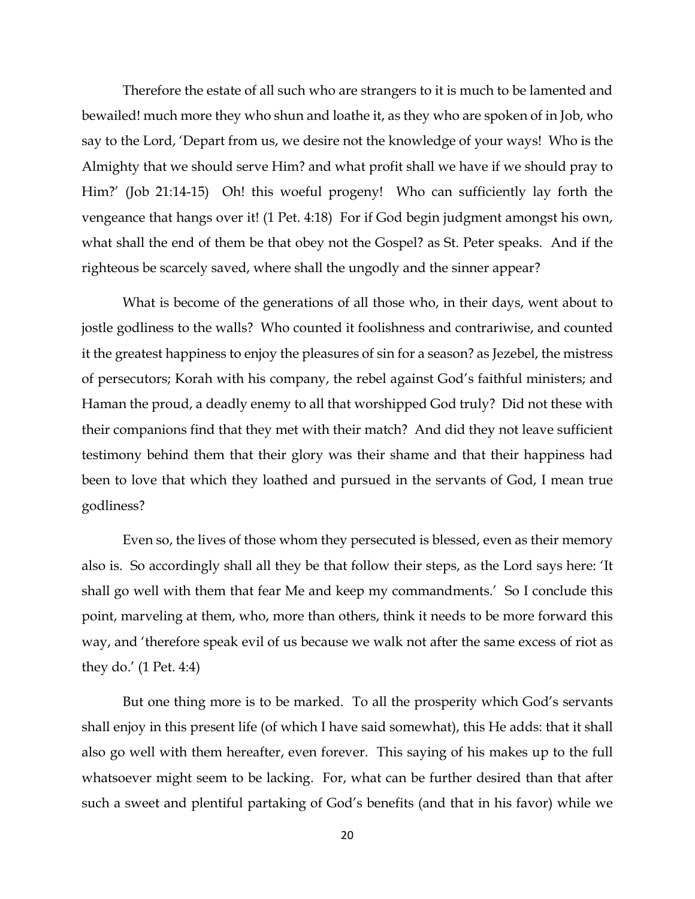Therefore the estate of all such who are strangers to it is much to be lamented and bewailed! much more they who shun and loathe it, as they who are spoken of in Job, who say to the Lord, 'Depart from us, we desire not the knowledge of your ways! Who is the Almighty that we should serve Him? and what profit shall we have if we should pray to Him?' (Job 21:14-15) Oh! this woeful progeny! Who can sufficiently lay forth the vengeance that hangs over it! (1 Pet. 4:18) For if God begin judgment amongst his own, what shall the end of them be that obey not the Gospel? as St. Peter speaks. And if the righteous be scarcely saved, where shall the ungodly and the sinner appear?

What is become of the generations of all those who, in their days, went about to jostle godliness to the walls? Who counted it foolishness and contrariwise, and counted it the greatest happiness to enjoy the pleasures of sin for a season? as Jezebel, the mistress of persecutors; Korah with his company, the rebel against God's faithful ministers; and Haman the proud, a deadly enemy to all that worshipped God truly? Did not these with their companions find that they met with their match? And did they not leave sufficient testimony behind them that their glory was their shame and that their happiness had been to love that which they loathed and pursued in the servants of God, I mean true godliness?

Even so, the lives of those whom they persecuted is blessed, even as their memory also is. So accordingly shall all they be that follow their steps, as the Lord says here: 'It shall go well with them that fear Me and keep my commandments.' So I conclude this point, marveling at them, who, more than others, think it needs to be more forward this way, and 'therefore speak evil of us because we walk not after the same excess of riot as they do.' (1 Pet. 4:4)

But one thing more is to be marked. To all the prosperity which God's servants shall enjoy in this present life (of which I have said somewhat), this He adds: that it shall also go well with them hereafter, even forever. This saying of his makes up to the full whatsoever might seem to be lacking. For, what can be further desired than that after such a sweet and plentiful partaking of God's benefits (and that in his favor) while we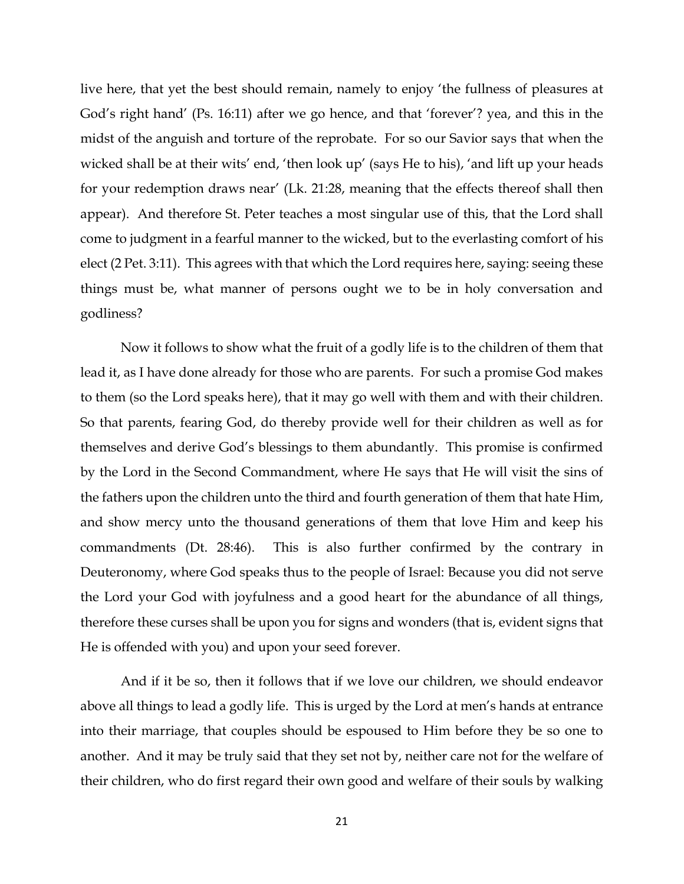live here, that yet the best should remain, namely to enjoy 'the fullness of pleasures at God's right hand' (Ps. 16:11) after we go hence, and that 'forever'? yea, and this in the midst of the anguish and torture of the reprobate. For so our Savior says that when the wicked shall be at their wits' end, 'then look up' (says He to his), 'and lift up your heads for your redemption draws near' (Lk. 21:28, meaning that the effects thereof shall then appear). And therefore St. Peter teaches a most singular use of this, that the Lord shall come to judgment in a fearful manner to the wicked, but to the everlasting comfort of his elect (2 Pet. 3:11). This agrees with that which the Lord requires here, saying: seeing these things must be, what manner of persons ought we to be in holy conversation and godliness?

Now it follows to show what the fruit of a godly life is to the children of them that lead it, as I have done already for those who are parents. For such a promise God makes to them (so the Lord speaks here), that it may go well with them and with their children. So that parents, fearing God, do thereby provide well for their children as well as for themselves and derive God's blessings to them abundantly. This promise is confirmed by the Lord in the Second Commandment, where He says that He will visit the sins of the fathers upon the children unto the third and fourth generation of them that hate Him, and show mercy unto the thousand generations of them that love Him and keep his commandments (Dt. 28:46). This is also further confirmed by the contrary in Deuteronomy, where God speaks thus to the people of Israel: Because you did not serve the Lord your God with joyfulness and a good heart for the abundance of all things, therefore these curses shall be upon you for signs and wonders (that is, evident signs that He is offended with you) and upon your seed forever.

And if it be so, then it follows that if we love our children, we should endeavor above all things to lead a godly life. This is urged by the Lord at men's hands at entrance into their marriage, that couples should be espoused to Him before they be so one to another. And it may be truly said that they set not by, neither care not for the welfare of their children, who do first regard their own good and welfare of their souls by walking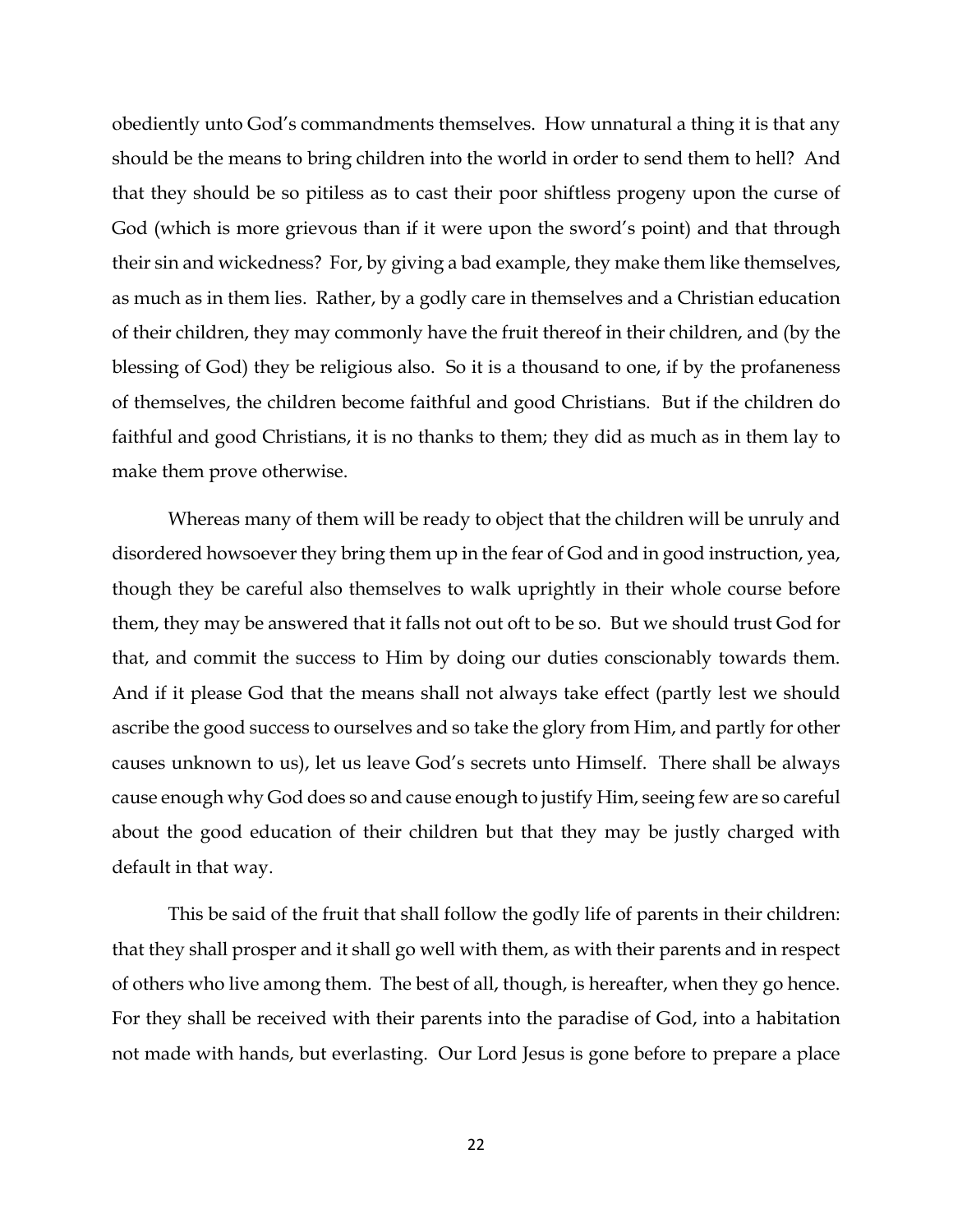obediently unto God's commandments themselves. How unnatural a thing it is that any should be the means to bring children into the world in order to send them to hell? And that they should be so pitiless as to cast their poor shiftless progeny upon the curse of God (which is more grievous than if it were upon the sword's point) and that through their sin and wickedness? For, by giving a bad example, they make them like themselves, as much as in them lies. Rather, by a godly care in themselves and a Christian education of their children, they may commonly have the fruit thereof in their children, and (by the blessing of God) they be religious also. So it is a thousand to one, if by the profaneness of themselves, the children become faithful and good Christians. But if the children do faithful and good Christians, it is no thanks to them; they did as much as in them lay to make them prove otherwise.

Whereas many of them will be ready to object that the children will be unruly and disordered howsoever they bring them up in the fear of God and in good instruction, yea, though they be careful also themselves to walk uprightly in their whole course before them, they may be answered that it falls not out oft to be so. But we should trust God for that, and commit the success to Him by doing our duties conscionably towards them. And if it please God that the means shall not always take effect (partly lest we should ascribe the good success to ourselves and so take the glory from Him, and partly for other causes unknown to us), let us leave God's secrets unto Himself. There shall be always cause enough why God does so and cause enough to justify Him, seeing few are so careful about the good education of their children but that they may be justly charged with default in that way.

This be said of the fruit that shall follow the godly life of parents in their children: that they shall prosper and it shall go well with them, as with their parents and in respect of others who live among them. The best of all, though, is hereafter, when they go hence. For they shall be received with their parents into the paradise of God, into a habitation not made with hands, but everlasting. Our Lord Jesus is gone before to prepare a place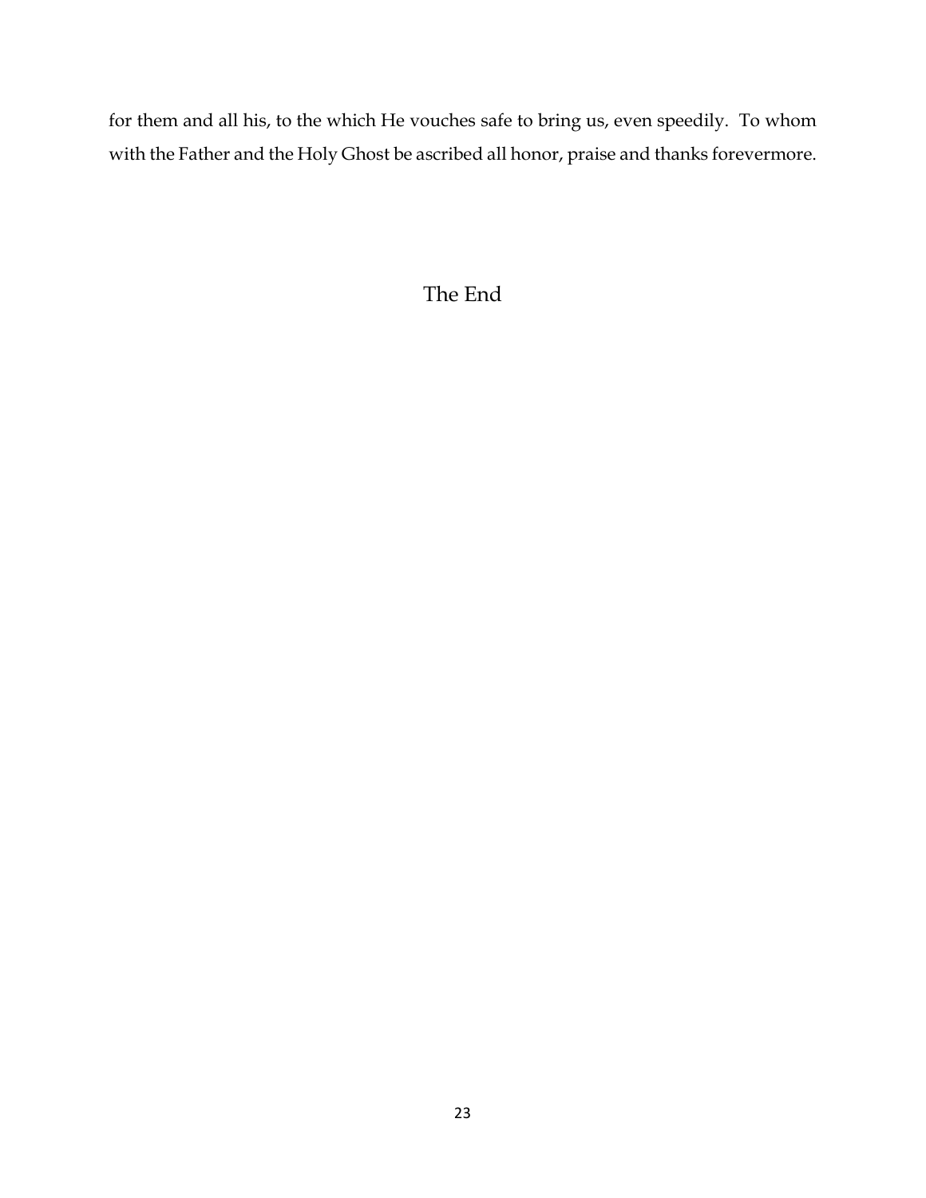for them and all his, to the which He vouches safe to bring us, even speedily. To whom with the Father and the Holy Ghost be ascribed all honor, praise and thanks forevermore.

The End